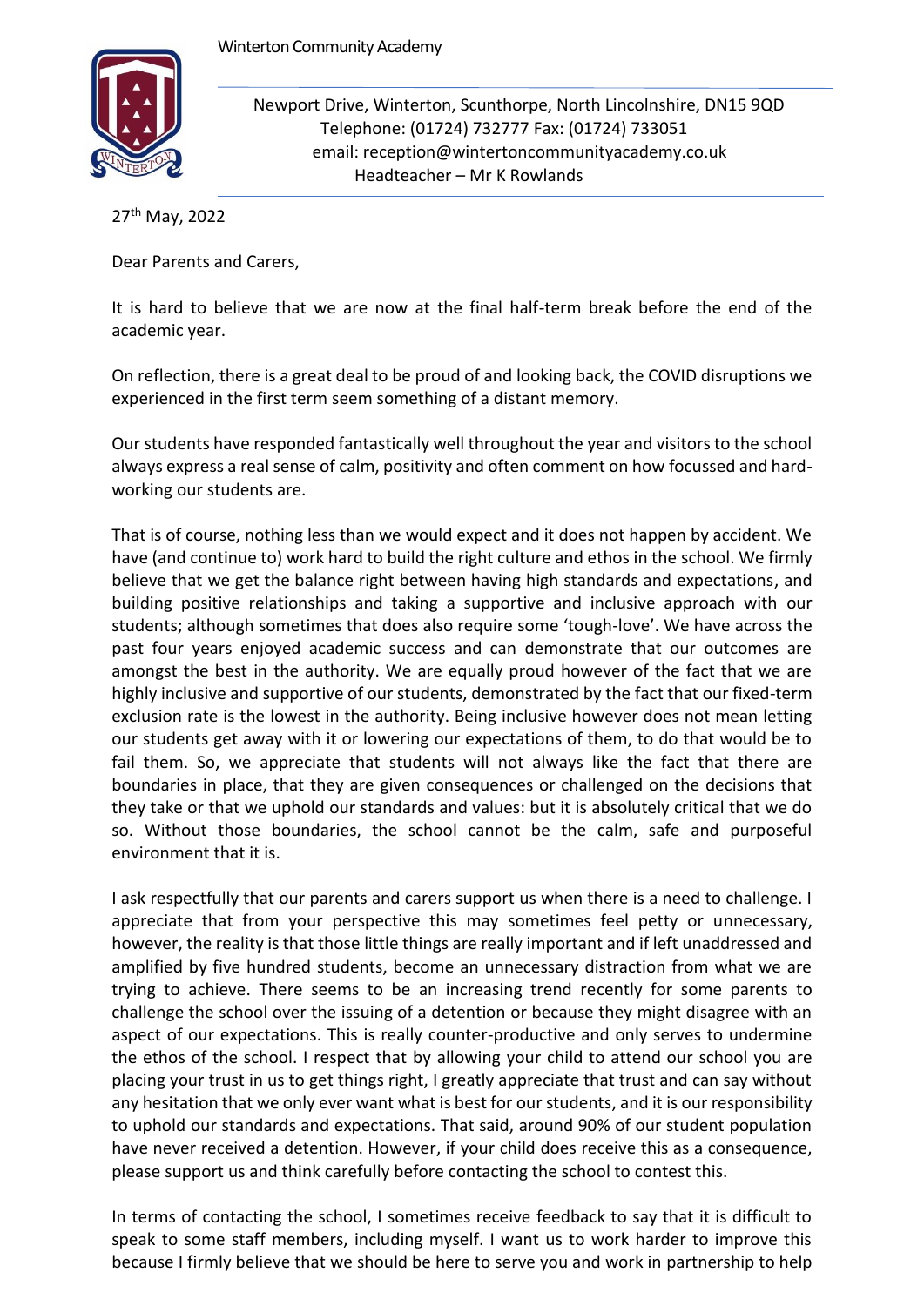Winterton Community Academy

Newport Drive, Winterton, Scunthorpe, North Lincolnshire, DN15 9QD
Telephone: (01724) 732777 Fax: (01724) 733051
email: reception@wintertoncommunityacademy.co.uk
Headteacher – Mr K Rowlands

27th May, 2022

Dear Parents and Carers,

It is hard to believe that we are now at the final half-term break before the end of the academic year.

On reflection, there is a great deal to be proud of and looking back, the COVID disruptions we experienced in the first term seem something of a distant memory.

Our students have responded fantastically well throughout the year and visitors to the school always express a real sense of calm, positivity and often comment on how focussed and hard-working our students are.

That is of course, nothing less than we would expect and it does not happen by accident. We have (and continue to) work hard to build the right culture and ethos in the school. We firmly believe that we get the balance right between having high standards and expectations, and building positive relationships and taking a supportive and inclusive approach with our students; although sometimes that does also require some 'tough-love'. We have across the past four years enjoyed academic success and can demonstrate that our outcomes are amongst the best in the authority. We are equally proud however of the fact that we are highly inclusive and supportive of our students, demonstrated by the fact that our fixed-term exclusion rate is the lowest in the authority. Being inclusive however does not mean letting our students get away with it or lowering our expectations of them, to do that would be to fail them. So, we appreciate that students will not always like the fact that there are boundaries in place, that they are given consequences or challenged on the decisions that they take or that we uphold our standards and values: but it is absolutely critical that we do so. Without those boundaries, the school cannot be the calm, safe and purposeful environment that it is.

I ask respectfully that our parents and carers support us when there is a need to challenge. I appreciate that from your perspective this may sometimes feel petty or unnecessary, however, the reality is that those little things are really important and if left unaddressed and amplified by five hundred students, become an unnecessary distraction from what we are trying to achieve. There seems to be an increasing trend recently for some parents to challenge the school over the issuing of a detention or because they might disagree with an aspect of our expectations. This is really counter-productive and only serves to undermine the ethos of the school. I respect that by allowing your child to attend our school you are placing your trust in us to get things right, I greatly appreciate that trust and can say without any hesitation that we only ever want what is best for our students, and it is our responsibility to uphold our standards and expectations. That said, around 90% of our student population have never received a detention. However, if your child does receive this as a consequence, please support us and think carefully before contacting the school to contest this.

In terms of contacting the school, I sometimes receive feedback to say that it is difficult to speak to some staff members, including myself. I want us to work harder to improve this because I firmly believe that we should be here to serve you and work in partnership to help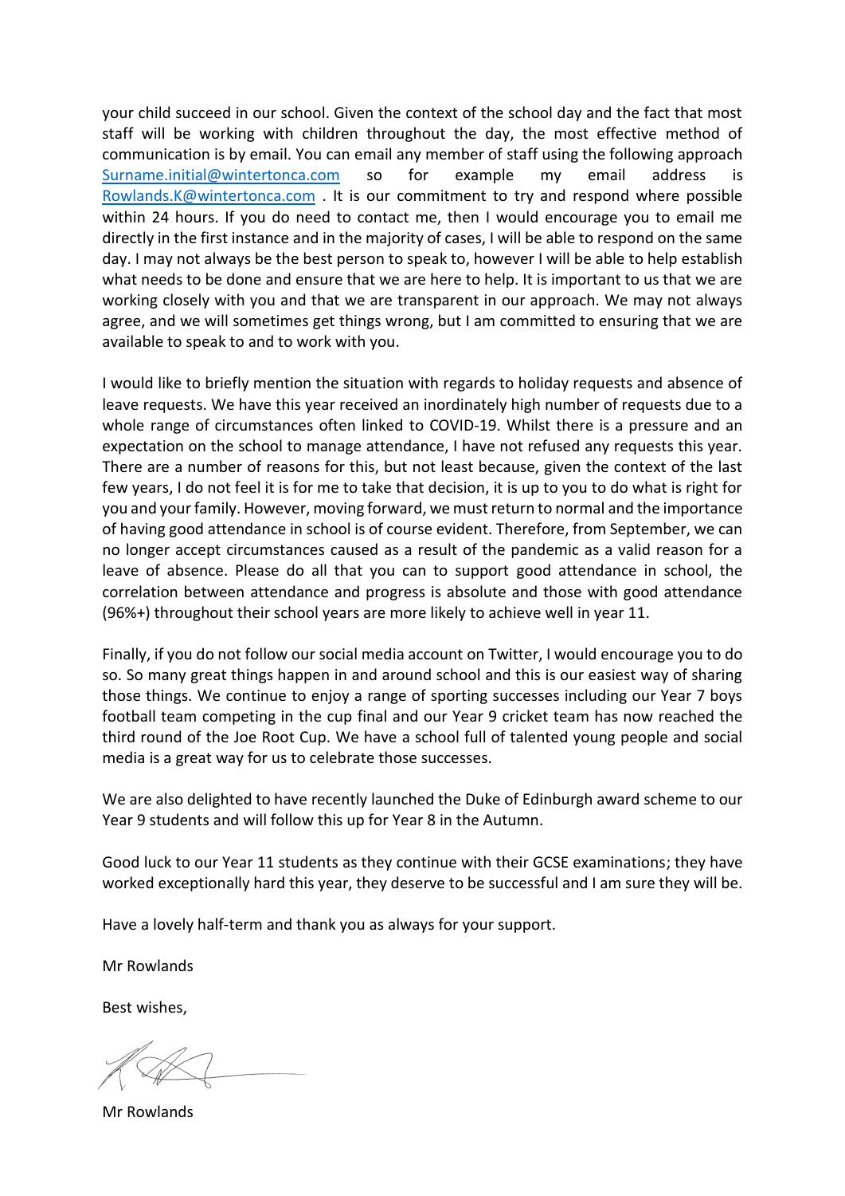your child succeed in our school. Given the context of the school day and the fact that most staff will be working with children throughout the day, the most effective method of communication is by email. You can email any member of staff using the following approach Surname.initial@wintertonca.com so for example my email address is Rowlands.K@wintertonca.com . It is our commitment to try and respond where possible within 24 hours. If you do need to contact me, then I would encourage you to email me directly in the first instance and in the majority of cases, I will be able to respond on the same day. I may not always be the best person to speak to, however I will be able to help establish what needs to be done and ensure that we are here to help. It is important to us that we are working closely with you and that we are transparent in our approach. We may not always agree, and we will sometimes get things wrong, but I am committed to ensuring that we are available to speak to and to work with you.

I would like to briefly mention the situation with regards to holiday requests and absence of leave requests. We have this year received an inordinately high number of requests due to a whole range of circumstances often linked to COVID-19. Whilst there is a pressure and an expectation on the school to manage attendance, I have not refused any requests this year. There are a number of reasons for this, but not least because, given the context of the last few years, I do not feel it is for me to take that decision, it is up to you to do what is right for you and your family. However, moving forward, we must return to normal and the importance of having good attendance in school is of course evident. Therefore, from September, we can no longer accept circumstances caused as a result of the pandemic as a valid reason for a leave of absence. Please do all that you can to support good attendance in school, the correlation between attendance and progress is absolute and those with good attendance (96%+) throughout their school years are more likely to achieve well in year 11.

Finally, if you do not follow our social media account on Twitter, I would encourage you to do so. So many great things happen in and around school and this is our easiest way of sharing those things. We continue to enjoy a range of sporting successes including our Year 7 boys football team competing in the cup final and our Year 9 cricket team has now reached the third round of the Joe Root Cup. We have a school full of talented young people and social media is a great way for us to celebrate those successes.

We are also delighted to have recently launched the Duke of Edinburgh award scheme to our Year 9 students and will follow this up for Year 8 in the Autumn.

Good luck to our Year 11 students as they continue with their GCSE examinations; they have worked exceptionally hard this year, they deserve to be successful and I am sure they will be.

Have a lovely half-term and thank you as always for your support.

Mr Rowlands

Best wishes,

Mr Rowlands